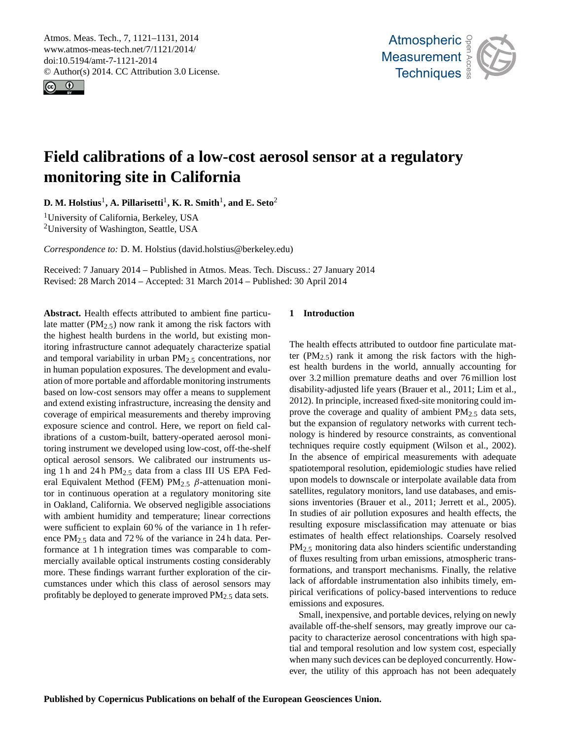# Field calibrations of a low-cost aerosol sensor at a regulatory monitoring site in California

**D. M. Holstius[1], A. Pillarisetti[1], K. R. Smith[1], and E. Seto[2]**

[1]University of California, Berkeley, USA
[2]University of Washington, Seattle, USA

*Correspondence to:* D. M. Holstius (david.holstius@berkeley.edu)

Received: 7 January 2014 – Published in Atmos. Meas. Tech. Discuss.: 27 January 2014
Revised: 28 March 2014 – Accepted: 31 March 2014 – Published: 30 April 2014

**Abstract.** Health effects attributed to ambient fine particulate matter ($PM_{2.5}$) now rank it among the risk factors with the highest health burdens in the world, but existing monitoring infrastructure cannot adequately characterize spatial and temporal variability in urban $PM_{2.5}$ concentrations, nor in human population exposures. The development and evaluation of more portable and affordable monitoring instruments based on low-cost sensors may offer a means to supplement and extend existing infrastructure, increasing the density and coverage of empirical measurements and thereby improving exposure science and control. Here, we report on field calibrations of a custom-built, battery-operated aerosol monitoring instrument we developed using low-cost, off-the-shelf optical aerosol sensors. We calibrated our instruments using 1 h and 24 h $PM_{2.5}$ data from a class III US EPA Federal Equivalent Method (FEM) $PM_{2.5}$ $\beta$-attenuation monitor in continuous operation at a regulatory monitoring site in Oakland, California. We observed negligible associations with ambient humidity and temperature; linear corrections were sufficient to explain 60 % of the variance in 1 h reference $PM_{2.5}$ data and 72 % of the variance in 24 h data. Performance at 1 h integration times was comparable to commercially available optical instruments costing considerably more. These findings warrant further exploration of the circumstances under which this class of aerosol sensors may profitably be deployed to generate improved $PM_{2.5}$ data sets.

## 1 Introduction

The health effects attributed to outdoor fine particulate matter ($PM_{2.5}$) rank it among the risk factors with the highest health burdens in the world, annually accounting for over 3.2 million premature deaths and over 76 million lost disability-adjusted life years (Brauer et al., 2011; Lim et al., 2012). In principle, increased fixed-site monitoring could improve the coverage and quality of ambient $PM_{2.5}$ data sets, but the expansion of regulatory networks with current technology is hindered by resource constraints, as conventional techniques require costly equipment (Wilson et al., 2002). In the absence of empirical measurements with adequate spatiotemporal resolution, epidemiologic studies have relied upon models to downscale or interpolate available data from satellites, regulatory monitors, land use databases, and emissions inventories (Brauer et al., 2011; Jerrett et al., 2005). In studies of air pollution exposures and health effects, the resulting exposure misclassification may attenuate or bias estimates of health effect relationships. Coarsely resolved $PM_{2.5}$ monitoring data also hinders scientific understanding of fluxes resulting from urban emissions, atmospheric transformations, and transport mechanisms. Finally, the relative lack of affordable instrumentation also inhibits timely, empirical verifications of policy-based interventions to reduce emissions and exposures.

Small, inexpensive, and portable devices, relying on newly available off-the-shelf sensors, may greatly improve our capacity to characterize aerosol concentrations with high spatial and temporal resolution and low system cost, especially when many such devices can be deployed concurrently. However, the utility of this approach has not been adequately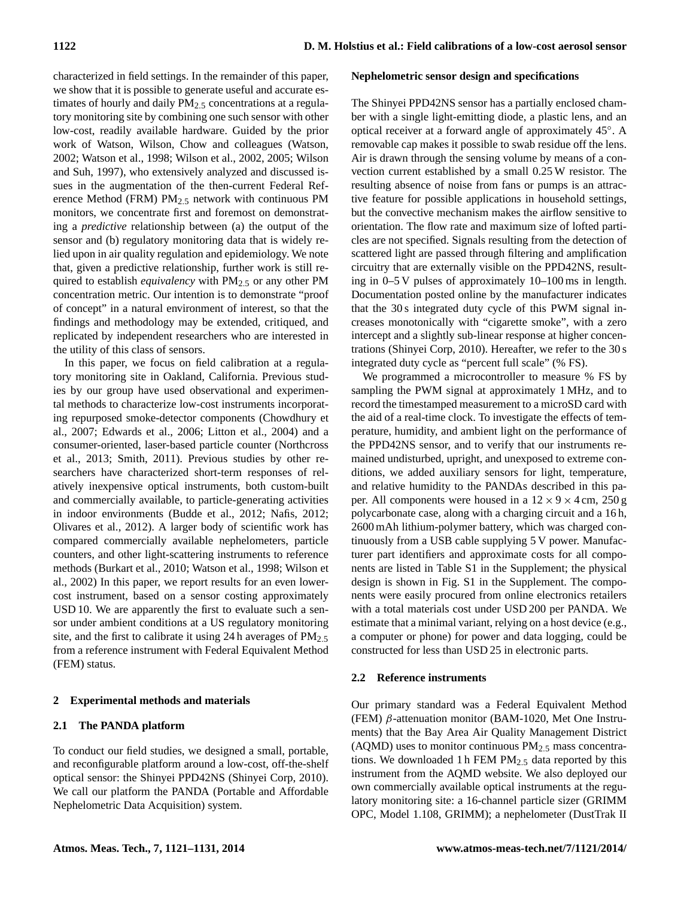characterized in field settings. In the remainder of this paper, we show that it is possible to generate useful and accurate estimates of hourly and daily $PM_{2.5}$ concentrations at a regulatory monitoring site by combining one such sensor with other low-cost, readily available hardware. Guided by the prior work of Watson, Wilson, Chow and colleagues (Watson, 2002; Watson et al., 1998; Wilson et al., 2002, 2005; Wilson and Suh, 1997), who extensively analyzed and discussed issues in the augmentation of the then-current Federal Reference Method (FRM) $PM_{2.5}$ network with continuous PM monitors, we concentrate first and foremost on demonstrating a *predictive* relationship between (a) the output of the sensor and (b) regulatory monitoring data that is widely relied upon in air quality regulation and epidemiology. We note that, given a predictive relationship, further work is still required to establish *equivalency* with $PM_{2.5}$ or any other PM concentration metric. Our intention is to demonstrate "proof of concept" in a natural environment of interest, so that the findings and methodology may be extended, critiqued, and replicated by independent researchers who are interested in the utility of this class of sensors.

In this paper, we focus on field calibration at a regulatory monitoring site in Oakland, California. Previous studies by our group have used observational and experimental methods to characterize low-cost instruments incorporating repurposed smoke-detector components (Chowdhury et al., 2007; Edwards et al., 2006; Litton et al., 2004) and a consumer-oriented, laser-based particle counter (Northcross et al., 2013; Smith, 2011). Previous studies by other researchers have characterized short-term responses of relatively inexpensive optical instruments, both custom-built and commercially available, to particle-generating activities in indoor environments (Budde et al., 2012; Nafis, 2012; Olivares et al., 2012). A larger body of scientific work has compared commercially available nephelometers, particle counters, and other light-scattering instruments to reference methods (Burkart et al., 2010; Watson et al., 1998; Wilson et al., 2002) In this paper, we report results for an even lower-cost instrument, based on a sensor costing approximately USD 10. We are apparently the first to evaluate such a sensor under ambient conditions at a US regulatory monitoring site, and the first to calibrate it using 24 h averages of $PM_{2.5}$ from a reference instrument with Federal Equivalent Method (FEM) status.

## 2 Experimental methods and materials

### 2.1 The PANDA platform

To conduct our field studies, we designed a small, portable, and reconfigurable platform around a low-cost, off-the-shelf optical sensor: the Shinyei PPD42NS (Shinyei Corp, 2010). We call our platform the PANDA (Portable and Affordable Nephelometric Data Acquisition) system.

**Nephelometric sensor design and specifications**

The Shinyei PPD42NS sensor has a partially enclosed chamber with a single light-emitting diode, a plastic lens, and an optical receiver at a forward angle of approximately 45°. A removable cap makes it possible to swab residue off the lens. Air is drawn through the sensing volume by means of a convection current established by a small 0.25 W resistor. The resulting absence of noise from fans or pumps is an attractive feature for possible applications in household settings, but the convective mechanism makes the airflow sensitive to orientation. The flow rate and maximum size of lofted particles are not specified. Signals resulting from the detection of scattered light are passed through filtering and amplification circuitry that are externally visible on the PPD42NS, resulting in 0–5 V pulses of approximately 10–100 ms in length. Documentation posted online by the manufacturer indicates that the 30 s integrated duty cycle of this PWM signal increases monotonically with "cigarette smoke", with a zero intercept and a slightly sub-linear response at higher concentrations (Shinyei Corp, 2010). Hereafter, we refer to the 30 s integrated duty cycle as "percent full scale" (% FS).

We programmed a microcontroller to measure % FS by sampling the PWM signal at approximately 1 MHz, and to record the timestamped measurement to a microSD card with the aid of a real-time clock. To investigate the effects of temperature, humidity, and ambient light on the performance of the PPD42NS sensor, and to verify that our instruments remained undisturbed, upright, and unexposed to extreme conditions, we added auxiliary sensors for light, temperature, and relative humidity to the PANDAs described in this paper. All components were housed in a $12 \times 9 \times 4$ cm, 250 g polycarbonate case, along with a charging circuit and a 16 h, 2600 mAh lithium-polymer battery, which was charged continuously from a USB cable supplying 5 V power. Manufacturer part identifiers and approximate costs for all components are listed in Table S1 in the Supplement; the physical design is shown in Fig. S1 in the Supplement. The components were easily procured from online electronics retailers with a total materials cost under USD 200 per PANDA. We estimate that a minimal variant, relying on a host device (e.g., a computer or phone) for power and data logging, could be constructed for less than USD 25 in electronic parts.

### 2.2 Reference instruments

Our primary standard was a Federal Equivalent Method (FEM) $\beta$-attenuation monitor (BAM-1020, Met One Instruments) that the Bay Area Air Quality Management District (AQMD) uses to monitor continuous $PM_{2.5}$ mass concentrations. We downloaded 1 h FEM $PM_{2.5}$ data reported by this instrument from the AQMD website. We also deployed our own commercially available optical instruments at the regulatory monitoring site: a 16-channel particle sizer (GRIMM OPC, Model 1.108, GRIMM); a nephelometer (DustTrak II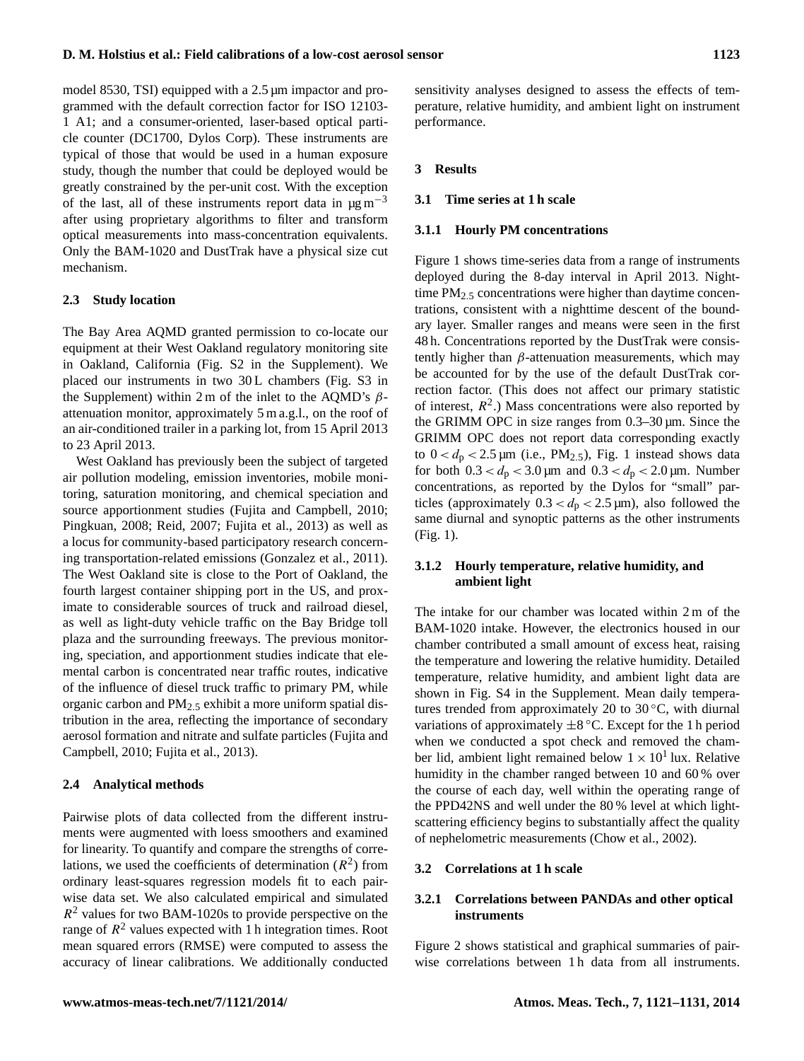model 8530, TSI) equipped with a 2.5 µm impactor and programmed with the default correction factor for ISO 12103-1 A1; and a consumer-oriented, laser-based optical particle counter (DC1700, Dylos Corp). These instruments are typical of those that would be used in a human exposure study, though the number that could be deployed would be greatly constrained by the per-unit cost. With the exception of the last, all of these instruments report data in $\mu g\,m^{-3}$ after using proprietary algorithms to filter and transform optical measurements into mass-concentration equivalents. Only the BAM-1020 and DustTrak have a physical size cut mechanism.

### 2.3 Study location

The Bay Area AQMD granted permission to co-locate our equipment at their West Oakland regulatory monitoring site in Oakland, California (Fig. S2 in the Supplement). We placed our instruments in two 30 L chambers (Fig. S3 in the Supplement) within 2 m of the inlet to the AQMD's $\beta$-attenuation monitor, approximately 5 m a.g.l., on the roof of an air-conditioned trailer in a parking lot, from 15 April 2013 to 23 April 2013.

West Oakland has previously been the subject of targeted air pollution modeling, emission inventories, mobile monitoring, saturation monitoring, and chemical speciation and source apportionment studies (Fujita and Campbell, 2010; Pingkuan, 2008; Reid, 2007; Fujita et al., 2013) as well as a locus for community-based participatory research concerning transportation-related emissions (Gonzalez et al., 2011). The West Oakland site is close to the Port of Oakland, the fourth largest container shipping port in the US, and proximate to considerable sources of truck and railroad diesel, as well as light-duty vehicle traffic on the Bay Bridge toll plaza and the surrounding freeways. The previous monitoring, speciation, and apportionment studies indicate that elemental carbon is concentrated near traffic routes, indicative of the influence of diesel truck traffic to primary PM, while organic carbon and $PM_{2.5}$ exhibit a more uniform spatial distribution in the area, reflecting the importance of secondary aerosol formation and nitrate and sulfate particles (Fujita and Campbell, 2010; Fujita et al., 2013).

### 2.4 Analytical methods

Pairwise plots of data collected from the different instruments were augmented with loess smoothers and examined for linearity. To quantify and compare the strengths of correlations, we used the coefficients of determination ($R^2$) from ordinary least-squares regression models fit to each pairwise data set. We also calculated empirical and simulated $R^2$ values for two BAM-1020s to provide perspective on the range of $R^2$ values expected with 1 h integration times. Root mean squared errors (RMSE) were computed to assess the accuracy of linear calibrations. We additionally conducted sensitivity analyses designed to assess the effects of temperature, relative humidity, and ambient light on instrument performance.

## 3 Results

### 3.1 Time series at 1 h scale

#### 3.1.1 Hourly PM concentrations

Figure 1 shows time-series data from a range of instruments deployed during the 8-day interval in April 2013. Nighttime $PM_{2.5}$ concentrations were higher than daytime concentrations, consistent with a nighttime descent of the boundary layer. Smaller ranges and means were seen in the first 48 h. Concentrations reported by the DustTrak were consistently higher than $\beta$-attenuation measurements, which may be accounted for by the use of the default DustTrak correction factor. (This does not affect our primary statistic of interest, $R^2$.) Mass concentrations were also reported by the GRIMM OPC in size ranges from 0.3–30 µm. Since the GRIMM OPC does not report data corresponding exactly to $0 < d_p < 2.5$ µm (i.e., $PM_{2.5}$), Fig. 1 instead shows data for both $0.3 < d_p < 3.0$ µm and $0.3 < d_p < 2.0$ µm. Number concentrations, as reported by the Dylos for "small" particles (approximately $0.3 < d_p < 2.5$ µm), also followed the same diurnal and synoptic patterns as the other instruments (Fig. 1).

#### 3.1.2 Hourly temperature, relative humidity, and ambient light

The intake for our chamber was located within 2 m of the BAM-1020 intake. However, the electronics housed in our chamber contributed a small amount of excess heat, raising the temperature and lowering the relative humidity. Detailed temperature, relative humidity, and ambient light data are shown in Fig. S4 in the Supplement. Mean daily temperatures trended from approximately 20 to 30 °C, with diurnal variations of approximately ±8 °C. Except for the 1 h period when we conducted a spot check and removed the chamber lid, ambient light remained below $1 \times 10^1$ lux. Relative humidity in the chamber ranged between 10 and 60 % over the course of each day, well within the operating range of the PPD42NS and well under the 80 % level at which light-scattering efficiency begins to substantially affect the quality of nephelometric measurements (Chow et al., 2002).

### 3.2 Correlations at 1 h scale

#### 3.2.1 Correlations between PANDAs and other optical instruments

Figure 2 shows statistical and graphical summaries of pairwise correlations between 1 h data from all instruments.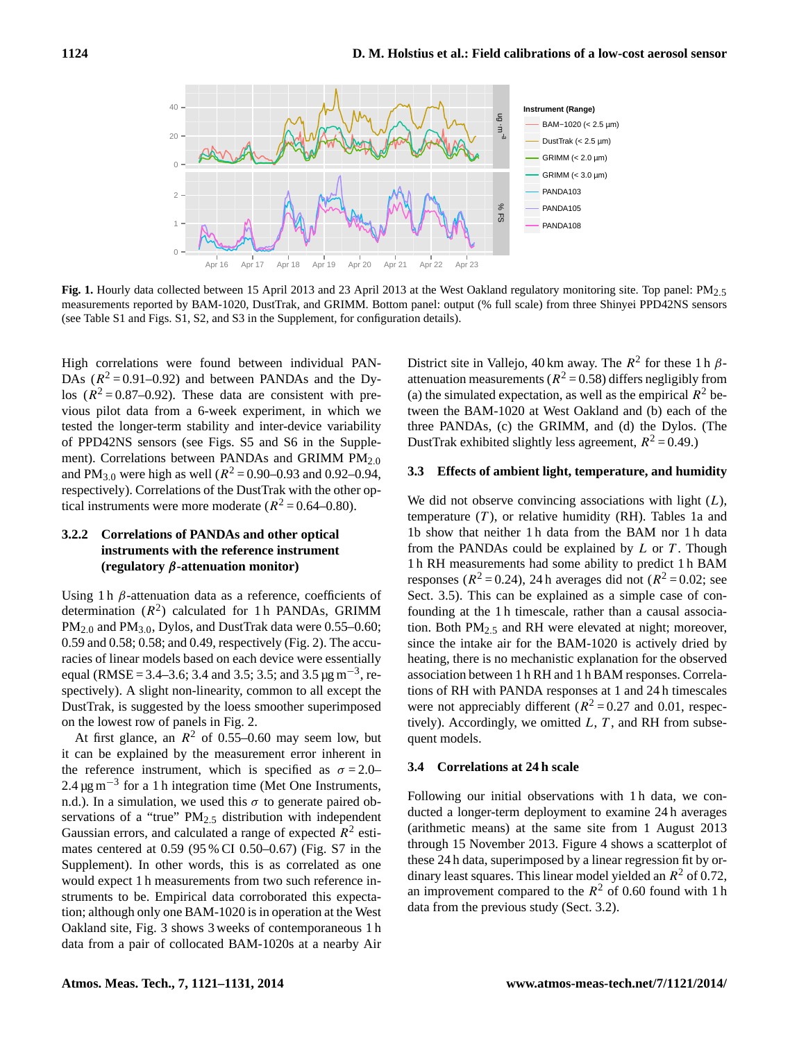**Fig. 1.** Hourly data collected between 15 April 2013 and 23 April 2013 at the West Oakland regulatory monitoring site. Top panel: $PM_{2.5}$ measurements reported by BAM-1020, DustTrak, and GRIMM. Bottom panel: output (% full scale) from three Shinyei PPD42NS sensors (see Table S1 and Figs. S1, S2, and S3 in the Supplement, for configuration details).

High correlations were found between individual PANDAs ($R^2 = 0.91$–$0.92$) and between PANDAs and the Dylos ($R^2 = 0.87$–$0.92$). These data are consistent with previous pilot data from a 6-week experiment, in which we tested the longer-term stability and inter-device variability of PPD42NS sensors (see Figs. S5 and S6 in the Supplement). Correlations between PANDAs and GRIMM $PM_{2.0}$ and $PM_{3.0}$ were high as well ($R^2 = 0.90$–$0.93$ and $0.92$–$0.94$, respectively). Correlations of the DustTrak with the other optical instruments were more moderate ($R^2 = 0.64$–$0.80$).

### 3.2.2 Correlations of PANDAs and other optical instruments with the reference instrument (regulatory $\beta$-attenuation monitor)

Using 1 h $\beta$-attenuation data as a reference, coefficients of determination ($R^2$) calculated for 1 h PANDAs, GRIMM $PM_{2.0}$ and $PM_{3.0}$, Dylos, and DustTrak data were 0.55–0.60; 0.59 and 0.58; 0.58; and 0.49, respectively (Fig. 2). The accuracies of linear models based on each device were essentially equal (RMSE = 3.4–3.6; 3.4 and 3.5; 3.5; and 3.5 $\mu g\,m^{-3}$, respectively). A slight non-linearity, common to all except the DustTrak, is suggested by the loess smoother superimposed on the lowest row of panels in Fig. 2.

At first glance, an $R^2$ of 0.55–0.60 may seem low, but it can be explained by the measurement error inherent in the reference instrument, which is specified as $\sigma = 2.0$–$2.4\,\mu g\,m^{-3}$ for a 1 h integration time (Met One Instruments, n.d.). In a simulation, we used this $\sigma$ to generate paired observations of a "true" $PM_{2.5}$ distribution with independent Gaussian errors, and calculated a range of expected $R^2$ estimates centered at 0.59 (95 % CI 0.50–0.67) (Fig. S7 in the Supplement). In other words, this is as correlated as one would expect 1 h measurements from two such reference instruments to be. Empirical data corroborated this expectation; although only one BAM-1020 is in operation at the West Oakland site, Fig. 3 shows 3 weeks of contemporaneous 1 h data from a pair of collocated BAM-1020s at a nearby Air District site in Vallejo, 40 km away. The $R^2$ for these 1 h $\beta$-attenuation measurements ($R^2 = 0.58$) differs negligibly from (a) the simulated expectation, as well as the empirical $R^2$ between the BAM-1020 at West Oakland and (b) each of the three PANDAs, (c) the GRIMM, and (d) the Dylos. (The DustTrak exhibited slightly less agreement, $R^2 = 0.49$.)

### 3.3 Effects of ambient light, temperature, and humidity

We did not observe convincing associations with light ($L$), temperature ($T$), or relative humidity (RH). Tables 1a and 1b show that neither 1 h data from the BAM nor 1 h data from the PANDAs could be explained by $L$ or $T$. Though 1 h RH measurements had some ability to predict 1 h BAM responses ($R^2 = 0.24$), 24 h averages did not ($R^2 = 0.02$; see Sect. 3.5). This can be explained as a simple case of confounding at the 1 h timescale, rather than a causal association. Both $PM_{2.5}$ and RH were elevated at night; moreover, since the intake air for the BAM-1020 is actively dried by heating, there is no mechanistic explanation for the observed association between 1 h RH and 1 h BAM responses. Correlations of RH with PANDA responses at 1 and 24 h timescales were not appreciably different ($R^2 = 0.27$ and 0.01, respectively). Accordingly, we omitted $L$, $T$, and RH from subsequent models.

### 3.4 Correlations at 24 h scale

Following our initial observations with 1 h data, we conducted a longer-term deployment to examine 24 h averages (arithmetic means) at the same site from 1 August 2013 through 15 November 2013. Figure 4 shows a scatterplot of these 24 h data, superimposed by a linear regression fit by ordinary least squares. This linear model yielded an $R^2$ of 0.72, an improvement compared to the $R^2$ of 0.60 found with 1 h data from the previous study (Sect. 3.2).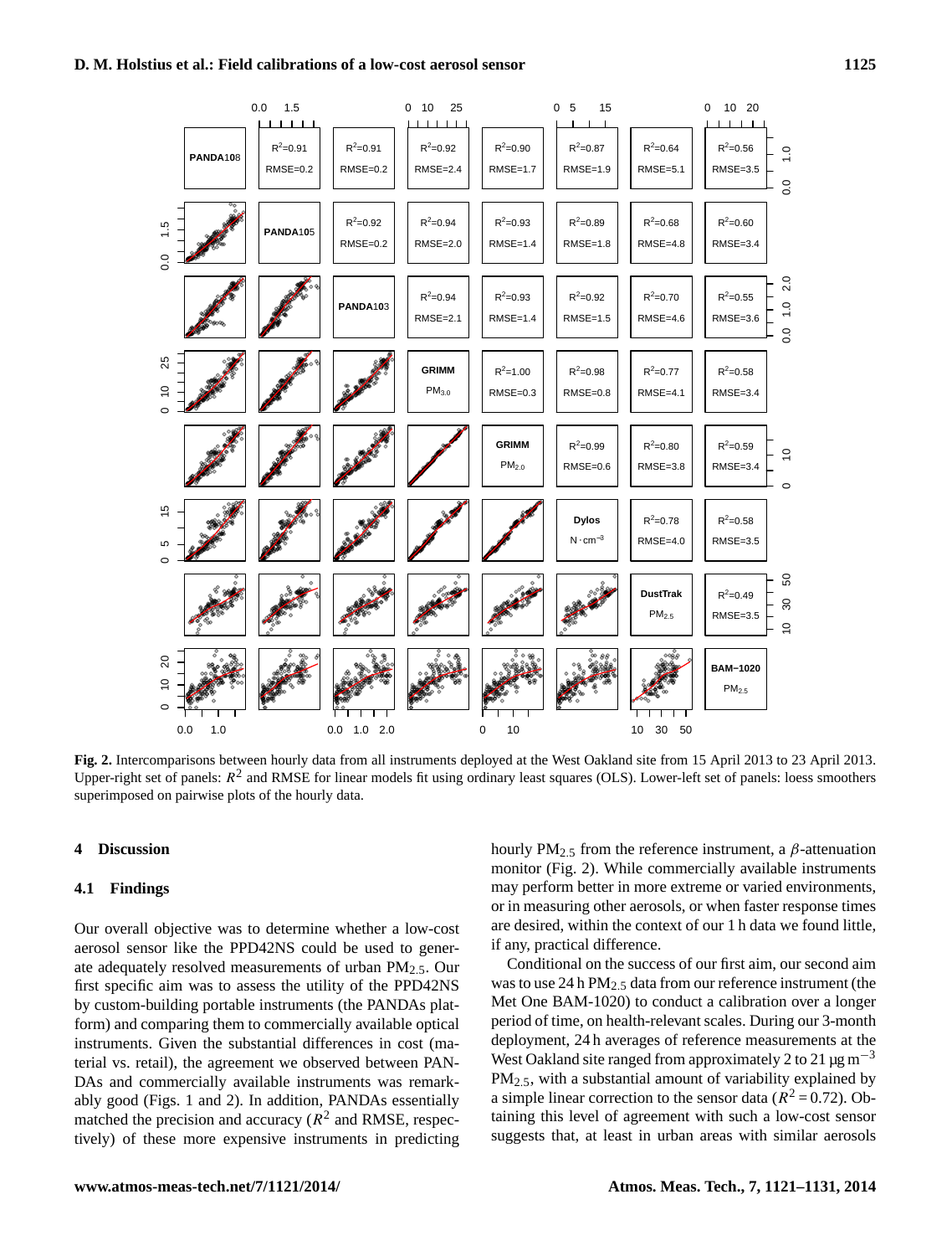**Fig. 2.** Intercomparisons between hourly data from all instruments deployed at the West Oakland site from 15 April 2013 to 23 April 2013. Upper-right set of panels: $R^2$ and RMSE for linear models fit using ordinary least squares (OLS). Lower-left set of panels: loess smoothers superimposed on pairwise plots of the hourly data.

## 4 Discussion

### 4.1 Findings

Our overall objective was to determine whether a low-cost aerosol sensor like the PPD42NS could be used to generate adequately resolved measurements of urban $PM_{2.5}$. Our first specific aim was to assess the utility of the PPD42NS by custom-building portable instruments (the PANDAs platform) and comparing them to commercially available optical instruments. Given the substantial differences in cost (material vs. retail), the agreement we observed between PANDAs and commercially available instruments was remarkably good (Figs. 1 and 2). In addition, PANDAs essentially matched the precision and accuracy ($R^2$ and RMSE, respectively) of these more expensive instruments in predicting hourly $PM_{2.5}$ from the reference instrument, a $\beta$-attenuation monitor (Fig. 2). While commercially available instruments may perform better in more extreme or varied environments, or in measuring other aerosols, or when faster response times are desired, within the context of our 1 h data we found little, if any, practical difference.

Conditional on the success of our first aim, our second aim was to use 24 h $PM_{2.5}$ data from our reference instrument (the Met One BAM-1020) to conduct a calibration over a longer period of time, on health-relevant scales. During our 3-month deployment, 24 h averages of reference measurements at the West Oakland site ranged from approximately 2 to 21 $\mu g\,m^{-3}$ $PM_{2.5}$, with a substantial amount of variability explained by a simple linear correction to the sensor data ($R^2 = 0.72$). Obtaining this level of agreement with such a low-cost sensor suggests that, at least in urban areas with similar aerosols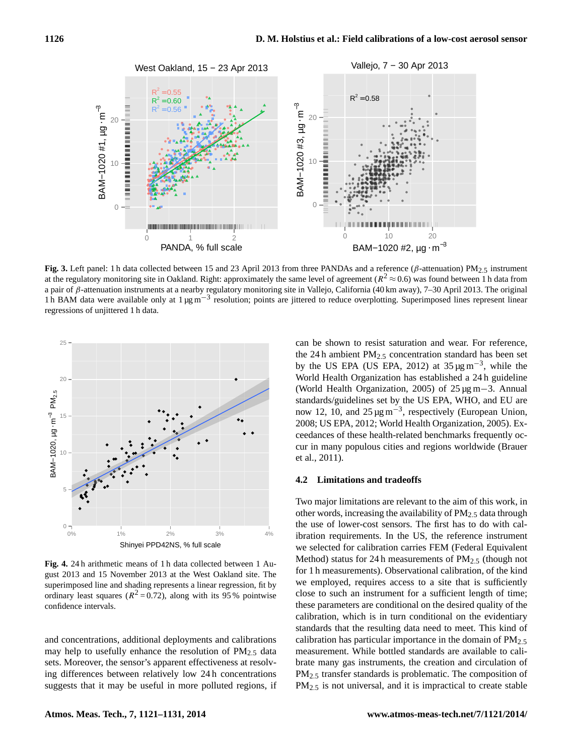**Fig. 3.** Left panel: 1 h data collected between 15 and 23 April 2013 from three PANDAs and a reference ($\beta$-attenuation) $PM_{2.5}$ instrument at the regulatory monitoring site in Oakland. Right: approximately the same level of agreement ($R^2 \approx 0.6$) was found between 1 h data from a pair of $\beta$-attenuation instruments at a nearby regulatory monitoring site in Vallejo, California (40 km away), 7–30 April 2013. The original 1 h BAM data were available only at 1 $\mu g\,m^{-3}$ resolution; points are jittered to reduce overplotting. Superimposed lines represent linear regressions of unjittered 1 h data.

**Fig. 4.** 24 h arithmetic means of 1 h data collected between 1 August 2013 and 15 November 2013 at the West Oakland site. The superimposed line and shading represents a linear regression, fit by ordinary least squares ($R^2 = 0.72$), along with its 95 % pointwise confidence intervals.

and concentrations, additional deployments and calibrations may help to usefully enhance the resolution of $PM_{2.5}$ data sets. Moreover, the sensor's apparent effectiveness at resolving differences between relatively low 24 h concentrations suggests that it may be useful in more polluted regions, if can be shown to resist saturation and wear. For reference, the 24 h ambient $PM_{2.5}$ concentration standard has been set by the US EPA (US EPA, 2012) at 35 $\mu g\,m^{-3}$, while the World Health Organization has established a 24 h guideline (World Health Organization, 2005) of 25 $\mu g\,m{-}3$. Annual standards/guidelines set by the US EPA, WHO, and EU are now 12, 10, and 25 $\mu g\,m^{-3}$, respectively (European Union, 2008; US EPA, 2012; World Health Organization, 2005). Exceedances of these health-related benchmarks frequently occur in many populous cities and regions worldwide (Brauer et al., 2011).

### 4.2 Limitations and tradeoffs

Two major limitations are relevant to the aim of this work, in other words, increasing the availability of $PM_{2.5}$ data through the use of lower-cost sensors. The first has to do with calibration requirements. In the US, the reference instrument we selected for calibration carries FEM (Federal Equivalent Method) status for 24 h measurements of $PM_{2.5}$ (though not for 1 h measurements). Observational calibration, of the kind we employed, requires access to a site that is sufficiently close to such an instrument for a sufficient length of time; these parameters are conditional on the desired quality of the calibration, which is in turn conditional on the evidentiary standards that the resulting data need to meet. This kind of calibration has particular importance in the domain of $PM_{2.5}$ measurement. While bottled standards are available to calibrate many gas instruments, the creation and circulation of $PM_{2.5}$ transfer standards is problematic. The composition of $PM_{2.5}$ is not universal, and it is impractical to create stable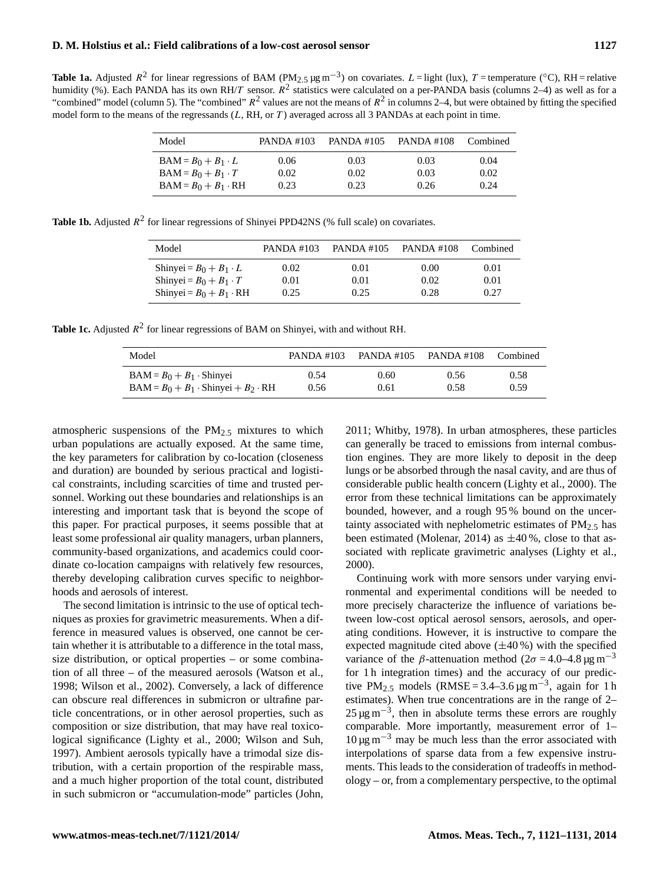**Table 1a.** Adjusted $R^2$ for linear regressions of BAM ($PM_{2.5}$ µg m$^{-3}$) on covariates. $L$ = light (lux), $T$ = temperature (°C), RH = relative humidity (%). Each PANDA has its own RH/$T$ sensor. $R^2$ statistics were calculated on a per-PANDA basis (columns 2–4) as well as for a "combined" model (column 5). The "combined" $R^2$ values are not the means of $R^2$ in columns 2–4, but were obtained by fitting the specified model form to the means of the regressands ($L$, RH, or $T$) averaged across all 3 PANDAs at each point in time.

| Model | PANDA #103 | PANDA #105 | PANDA #108 | Combined |
|---|---|---|---|---|
| $\text{BAM} = B_0 + B_1 \cdot L$ | 0.06 | 0.03 | 0.03 | 0.04 |
| $\text{BAM} = B_0 + B_1 \cdot T$ | 0.02 | 0.02 | 0.03 | 0.02 |
| $\text{BAM} = B_0 + B_1 \cdot \text{RH}$ | 0.23 | 0.23 | 0.26 | 0.24 |

**Table 1b.** Adjusted $R^2$ for linear regressions of Shinyei PPD42NS (% full scale) on covariates.

| Model | PANDA #103 | PANDA #105 | PANDA #108 | Combined |
|---|---|---|---|---|
| $\text{Shinyei} = B_0 + B_1 \cdot L$ | 0.02 | 0.01 | 0.00 | 0.01 |
| $\text{Shinyei} = B_0 + B_1 \cdot T$ | 0.01 | 0.01 | 0.02 | 0.01 |
| $\text{Shinyei} = B_0 + B_1 \cdot \text{RH}$ | 0.25 | 0.25 | 0.28 | 0.27 |

**Table 1c.** Adjusted $R^2$ for linear regressions of BAM on Shinyei, with and without RH.

| Model | PANDA #103 | PANDA #105 | PANDA #108 | Combined |
|---|---|---|---|---|
| $\text{BAM} = B_0 + B_1 \cdot \text{Shinyei}$ | 0.54 | 0.60 | 0.56 | 0.58 |
| $\text{BAM} = B_0 + B_1 \cdot \text{Shinyei} + B_2 \cdot \text{RH}$ | 0.56 | 0.61 | 0.58 | 0.59 |

atmospheric suspensions of the $PM_{2.5}$ mixtures to which urban populations are actually exposed. At the same time, the key parameters for calibration by co-location (closeness and duration) are bounded by serious practical and logistical constraints, including scarcities of time and trusted personnel. Working out these boundaries and relationships is an interesting and important task that is beyond the scope of this paper. For practical purposes, it seems possible that at least some professional air quality managers, urban planners, community-based organizations, and academics could coordinate co-location campaigns with relatively few resources, thereby developing calibration curves specific to neighborhoods and aerosols of interest.

The second limitation is intrinsic to the use of optical techniques as proxies for gravimetric measurements. When a difference in measured values is observed, one cannot be certain whether it is attributable to a difference in the total mass, size distribution, or optical properties – or some combination of all three – of the measured aerosols (Watson et al., 1998; Wilson et al., 2002). Conversely, a lack of difference can obscure real differences in submicron or ultrafine particle concentrations, or in other aerosol properties, such as composition or size distribution, that may have real toxicological significance (Lighty et al., 2000; Wilson and Suh, 1997). Ambient aerosols typically have a trimodal size distribution, with a certain proportion of the respirable mass, and a much higher proportion of the total count, distributed in such submicron or "accumulation-mode" particles (John, 2011; Whitby, 1978). In urban atmospheres, these particles can generally be traced to emissions from internal combustion engines. They are more likely to deposit in the deep lungs or be absorbed through the nasal cavity, and are thus of considerable public health concern (Lighty et al., 2000). The error from these technical limitations can be approximately bounded, however, and a rough 95 % bound on the uncertainty associated with nephelometric estimates of $PM_{2.5}$ has been estimated (Molenar, 2014) as ±40 %, close to that associated with replicate gravimetric analyses (Lighty et al., 2000).

Continuing work with more sensors under varying environmental and experimental conditions will be needed to more precisely characterize the influence of variations between low-cost optical aerosol sensors, aerosols, and operating conditions. However, it is instructive to compare the expected magnitude cited above (±40 %) with the specified variance of the $\beta$-attenuation method ($2\sigma = 4.0$–$4.8$ µg m$^{-3}$ for 1 h integration times) and the accuracy of our predictive $PM_{2.5}$ models (RMSE = 3.4–3.6 µg m$^{-3}$, again for 1 h estimates). When true concentrations are in the range of 2–25 µg m$^{-3}$, then in absolute terms these errors are roughly comparable. More importantly, measurement error of 1–10 µg m$^{-3}$ may be much less than the error associated with interpolations of sparse data from a few expensive instruments. This leads to the consideration of tradeoffs in methodology – or, from a complementary perspective, to the optimal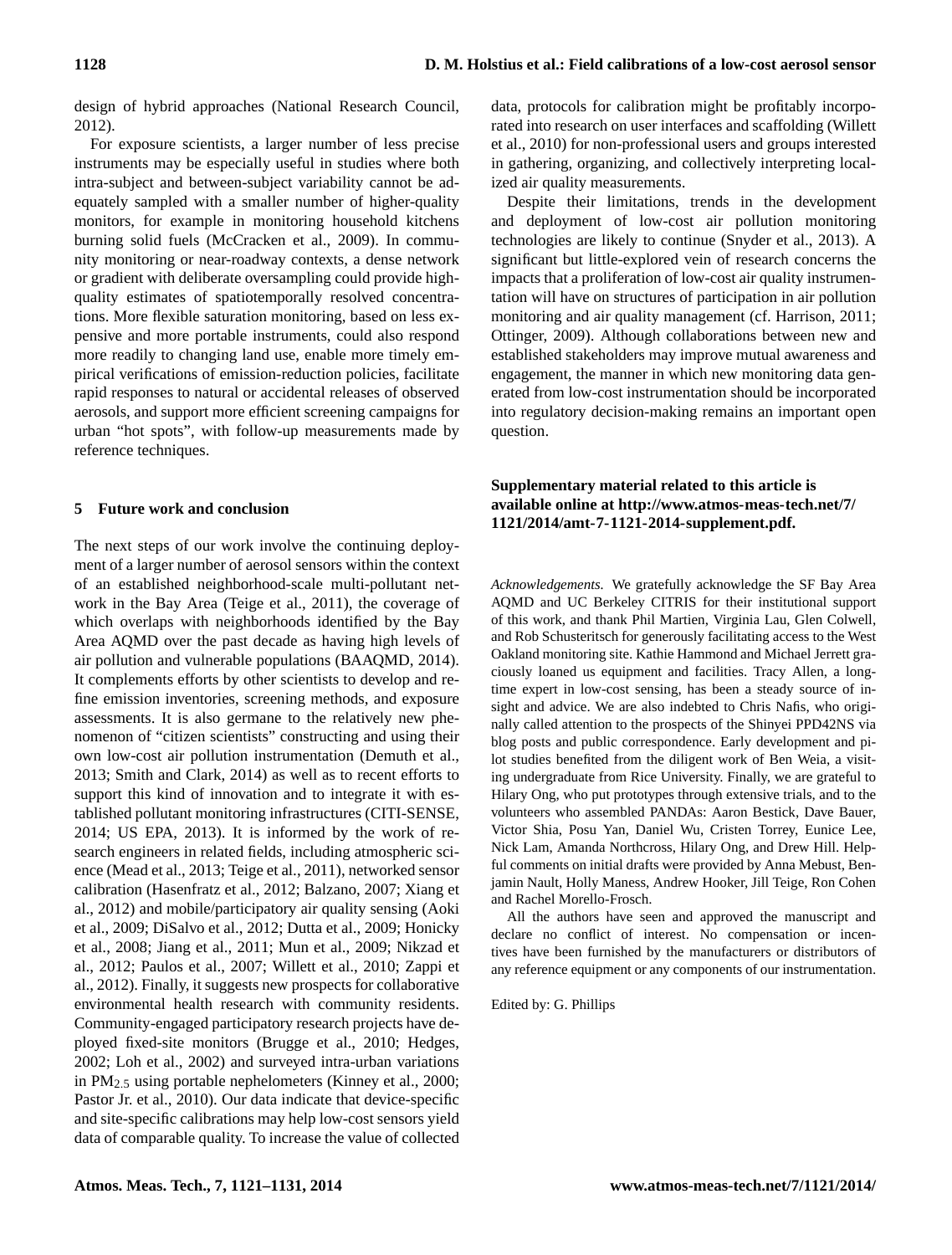design of hybrid approaches (National Research Council, 2012).

For exposure scientists, a larger number of less precise instruments may be especially useful in studies where both intra-subject and between-subject variability cannot be adequately sampled with a smaller number of higher-quality monitors, for example in monitoring household kitchens burning solid fuels (McCracken et al., 2009). In community monitoring or near-roadway contexts, a dense network or gradient with deliberate oversampling could provide high-quality estimates of spatiotemporally resolved concentrations. More flexible saturation monitoring, based on less expensive and more portable instruments, could also respond more readily to changing land use, enable more timely empirical verifications of emission-reduction policies, facilitate rapid responses to natural or accidental releases of observed aerosols, and support more efficient screening campaigns for urban "hot spots", with follow-up measurements made by reference techniques.

## 5 Future work and conclusion

The next steps of our work involve the continuing deployment of a larger number of aerosol sensors within the context of an established neighborhood-scale multi-pollutant network in the Bay Area (Teige et al., 2011), the coverage of which overlaps with neighborhoods identified by the Bay Area AQMD over the past decade as having high levels of air pollution and vulnerable populations (BAAQMD, 2014). It complements efforts by other scientists to develop and refine emission inventories, screening methods, and exposure assessments. It is also germane to the relatively new phenomenon of "citizen scientists" constructing and using their own low-cost air pollution instrumentation (Demuth et al., 2013; Smith and Clark, 2014) as well as to recent efforts to support this kind of innovation and to integrate it with established pollutant monitoring infrastructures (CITI-SENSE, 2014; US EPA, 2013). It is informed by the work of research engineers in related fields, including atmospheric science (Mead et al., 2013; Teige et al., 2011), networked sensor calibration (Hasenfratz et al., 2012; Balzano, 2007; Xiang et al., 2012) and mobile/participatory air quality sensing (Aoki et al., 2009; DiSalvo et al., 2012; Dutta et al., 2009; Honicky et al., 2008; Jiang et al., 2011; Mun et al., 2009; Nikzad et al., 2012; Paulos et al., 2007; Willett et al., 2010; Zappi et al., 2012). Finally, it suggests new prospects for collaborative environmental health research with community residents. Community-engaged participatory research projects have deployed fixed-site monitors (Brugge et al., 2010; Hedges, 2002; Loh et al., 2002) and surveyed intra-urban variations in $PM_{2.5}$ using portable nephelometers (Kinney et al., 2000; Pastor Jr. et al., 2010). Our data indicate that device-specific and site-specific calibrations may help low-cost sensors yield data of comparable quality. To increase the value of collected data, protocols for calibration might be profitably incorporated into research on user interfaces and scaffolding (Willett et al., 2010) for non-professional users and groups interested in gathering, organizing, and collectively interpreting localized air quality measurements.

Despite their limitations, trends in the development and deployment of low-cost air pollution monitoring technologies are likely to continue (Snyder et al., 2013). A significant but little-explored vein of research concerns the impacts that a proliferation of low-cost air quality instrumentation will have on structures of participation in air pollution monitoring and air quality management (cf. Harrison, 2011; Ottinger, 2009). Although collaborations between new and established stakeholders may improve mutual awareness and engagement, the manner in which new monitoring data generated from low-cost instrumentation should be incorporated into regulatory decision-making remains an important open question.

**Supplementary material related to this article is available online at http://www.atmos-meas-tech.net/7/1121/2014/amt-7-1121-2014-supplement.pdf.**

*Acknowledgements.* We gratefully acknowledge the SF Bay Area AQMD and UC Berkeley CITRIS for their institutional support of this work, and thank Phil Martien, Virginia Lau, Glen Colwell, and Rob Schusteritsch for generously facilitating access to the West Oakland monitoring site. Kathie Hammond and Michael Jerrett graciously loaned us equipment and facilities. Tracy Allen, a long-time expert in low-cost sensing, has been a steady source of insight and advice. We are also indebted to Chris Nafis, who originally called attention to the prospects of the Shinyei PPD42NS via blog posts and public correspondence. Early development and pilot studies benefited from the diligent work of Ben Weia, a visiting undergraduate from Rice University. Finally, we are grateful to Hilary Ong, who put prototypes through extensive trials, and to the volunteers who assembled PANDAs: Aaron Bestick, Dave Bauer, Victor Shia, Posu Yan, Daniel Wu, Cristen Torrey, Eunice Lee, Nick Lam, Amanda Northcross, Hilary Ong, and Drew Hill. Helpful comments on initial drafts were provided by Anna Mebust, Benjamin Nault, Holly Maness, Andrew Hooker, Jill Teige, Ron Cohen and Rachel Morello-Frosch.

All the authors have seen and approved the manuscript and declare no conflict of interest. No compensation or incentives have been furnished by the manufacturers or distributors of any reference equipment or any components of our instrumentation.

Edited by: G. Phillips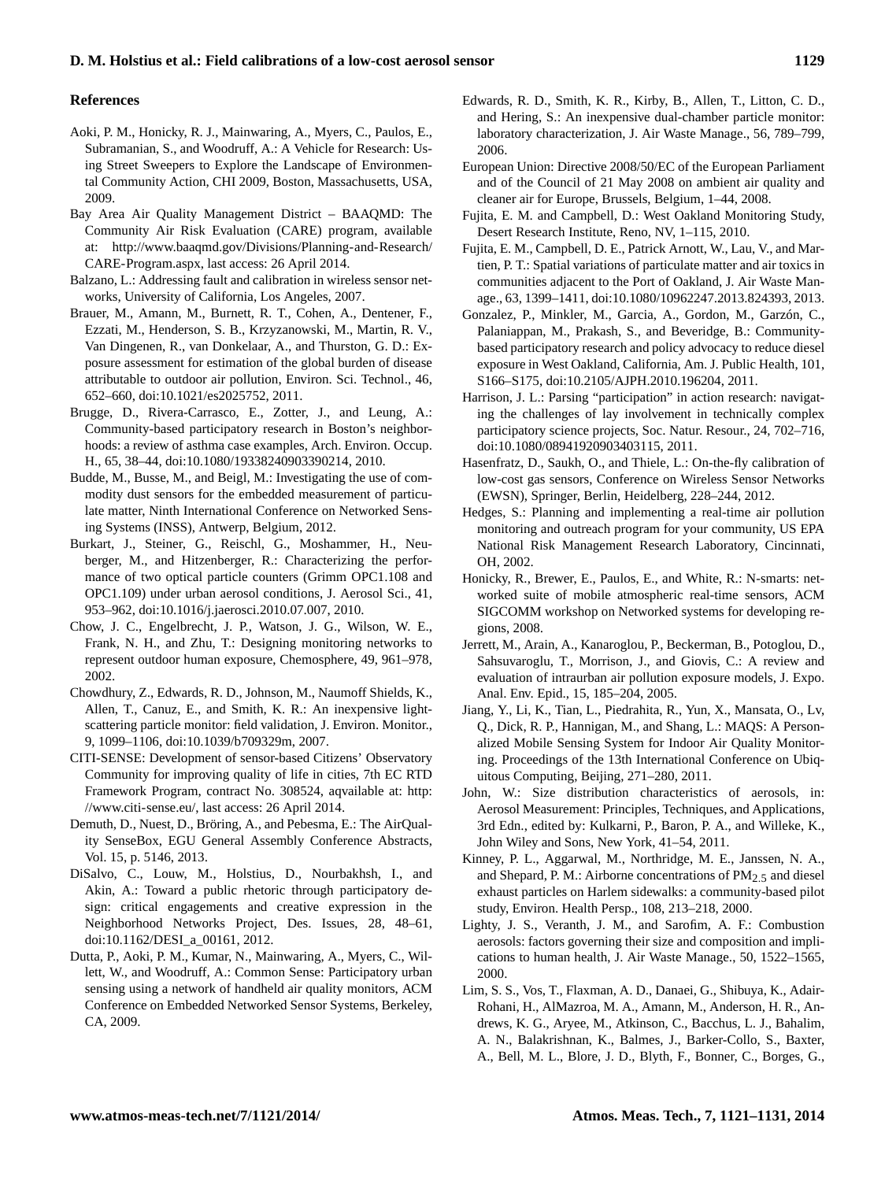## References

Aoki, P. M., Honicky, R. J., Mainwaring, A., Myers, C., Paulos, E., Subramanian, S., and Woodruff, A.: A Vehicle for Research: Using Street Sweepers to Explore the Landscape of Environmental Community Action, CHI 2009, Boston, Massachusetts, USA, 2009.

Bay Area Air Quality Management District – BAAQMD: The Community Air Risk Evaluation (CARE) program, available at: http://www.baaqmd.gov/Divisions/Planning-and-Research/CARE-Program.aspx, last access: 26 April 2014.

Balzano, L.: Addressing fault and calibration in wireless sensor networks, University of California, Los Angeles, 2007.

Brauer, M., Amann, M., Burnett, R. T., Cohen, A., Dentener, F., Ezzati, M., Henderson, S. B., Krzyzanowski, M., Martin, R. V., Van Dingenen, R., van Donkelaar, A., and Thurston, G. D.: Exposure assessment for estimation of the global burden of disease attributable to outdoor air pollution, Environ. Sci. Technol., 46, 652–660, doi:10.1021/es2025752, 2011.

Brugge, D., Rivera-Carrasco, E., Zotter, J., and Leung, A.: Community-based participatory research in Boston's neighborhoods: a review of asthma case examples, Arch. Environ. Occup. H., 65, 38–44, doi:10.1080/19338240903390214, 2010.

Budde, M., Busse, M., and Beigl, M.: Investigating the use of commodity dust sensors for the embedded measurement of particulate matter, Ninth International Conference on Networked Sensing Systems (INSS), Antwerp, Belgium, 2012.

Burkart, J., Steiner, G., Reischl, G., Moshammer, H., Neuberger, M., and Hitzenberger, R.: Characterizing the performance of two optical particle counters (Grimm OPC1.108 and OPC1.109) under urban aerosol conditions, J. Aerosol Sci., 41, 953–962, doi:10.1016/j.jaerosci.2010.07.007, 2010.

Chow, J. C., Engelbrecht, J. P., Watson, J. G., Wilson, W. E., Frank, N. H., and Zhu, T.: Designing monitoring networks to represent outdoor human exposure, Chemosphere, 49, 961–978, 2002.

Chowdhury, Z., Edwards, R. D., Johnson, M., Naumoff Shields, K., Allen, T., Canuz, E., and Smith, K. R.: An inexpensive light-scattering particle monitor: field validation, J. Environ. Monitor., 9, 1099–1106, doi:10.1039/b709329m, 2007.

CITI-SENSE: Development of sensor-based Citizens' Observatory Community for improving quality of life in cities, 7th EC RTD Framework Program, contract No. 308524, aqvailable at: http://www.citi-sense.eu/, last access: 26 April 2014.

Demuth, D., Nuest, D., Bröring, A., and Pebesma, E.: The AirQuality SenseBox, EGU General Assembly Conference Abstracts, Vol. 15, p. 5146, 2013.

DiSalvo, C., Louw, M., Holstius, D., Nourbakhsh, I., and Akin, A.: Toward a public rhetoric through participatory design: critical engagements and creative expression in the Neighborhood Networks Project, Des. Issues, 28, 48–61, doi:10.1162/DESI_a_00161, 2012.

Dutta, P., Aoki, P. M., Kumar, N., Mainwaring, A., Myers, C., Willett, W., and Woodruff, A.: Common Sense: Participatory urban sensing using a network of handheld air quality monitors, ACM Conference on Embedded Networked Sensor Systems, Berkeley, CA, 2009.

Edwards, R. D., Smith, K. R., Kirby, B., Allen, T., Litton, C. D., and Hering, S.: An inexpensive dual-chamber particle monitor: laboratory characterization, J. Air Waste Manage., 56, 789–799, 2006.

European Union: Directive 2008/50/EC of the European Parliament and of the Council of 21 May 2008 on ambient air quality and cleaner air for Europe, Brussels, Belgium, 1–44, 2008.

Fujita, E. M. and Campbell, D.: West Oakland Monitoring Study, Desert Research Institute, Reno, NV, 1–115, 2010.

Fujita, E. M., Campbell, D. E., Patrick Arnott, W., Lau, V., and Martien, P. T.: Spatial variations of particulate matter and air toxics in communities adjacent to the Port of Oakland, J. Air Waste Manage., 63, 1399–1411, doi:10.1080/10962247.2013.824393, 2013.

Gonzalez, P., Minkler, M., Garcia, A., Gordon, M., Garzón, C., Palaniappan, M., Prakash, S., and Beveridge, B.: Community-based participatory research and policy advocacy to reduce diesel exposure in West Oakland, California, Am. J. Public Health, 101, S166–S175, doi:10.2105/AJPH.2010.196204, 2011.

Harrison, J. L.: Parsing "participation" in action research: navigating the challenges of lay involvement in technically complex participatory science projects, Soc. Natur. Resour., 24, 702–716, doi:10.1080/08941920903403115, 2011.

Hasenfratz, D., Saukh, O., and Thiele, L.: On-the-fly calibration of low-cost gas sensors, Conference on Wireless Sensor Networks (EWSN), Springer, Berlin, Heidelberg, 228–244, 2012.

Hedges, S.: Planning and implementing a real-time air pollution monitoring and outreach program for your community, US EPA National Risk Management Research Laboratory, Cincinnati, OH, 2002.

Honicky, R., Brewer, E., Paulos, E., and White, R.: N-smarts: networked suite of mobile atmospheric real-time sensors, ACM SIGCOMM workshop on Networked systems for developing regions, 2008.

Jerrett, M., Arain, A., Kanaroglou, P., Beckerman, B., Potoglou, D., Sahsuvaroglu, T., Morrison, J., and Giovis, C.: A review and evaluation of intraurban air pollution exposure models, J. Expo. Anal. Env. Epid., 15, 185–204, 2005.

Jiang, Y., Li, K., Tian, L., Piedrahita, R., Yun, X., Mansata, O., Lv, Q., Dick, R. P., Hannigan, M., and Shang, L.: MAQS: A Personalized Mobile Sensing System for Indoor Air Quality Monitoring. Proceedings of the 13th International Conference on Ubiquitous Computing, Beijing, 271–280, 2011.

John, W.: Size distribution characteristics of aerosols, in: Aerosol Measurement: Principles, Techniques, and Applications, 3rd Edn., edited by: Kulkarni, P., Baron, P. A., and Willeke, K., John Wiley and Sons, New York, 41–54, 2011.

Kinney, P. L., Aggarwal, M., Northridge, M. E., Janssen, N. A., and Shepard, P. M.: Airborne concentrations of $PM_{2.5}$ and diesel exhaust particles on Harlem sidewalks: a community-based pilot study, Environ. Health Persp., 108, 213–218, 2000.

Lighty, J. S., Veranth, J. M., and Sarofim, A. F.: Combustion aerosols: factors governing their size and composition and implications to human health, J. Air Waste Manage., 50, 1522–1565, 2000.

Lim, S. S., Vos, T., Flaxman, A. D., Danaei, G., Shibuya, K., Adair-Rohani, H., AlMazroa, M. A., Amann, M., Anderson, H. R., Andrews, K. G., Aryee, M., Atkinson, C., Bacchus, L. J., Bahalim, A. N., Balakrishnan, K., Balmes, J., Barker-Collo, S., Baxter, A., Bell, M. L., Blore, J. D., Blyth, F., Bonner, C., Borges, G.,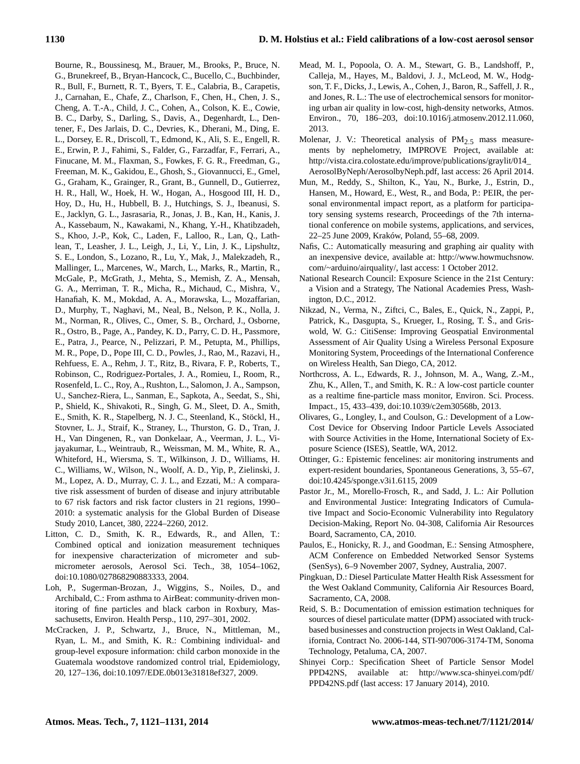Bourne, R., Boussinesq, M., Brauer, M., Brooks, P., Bruce, N. G., Brunekreef, B., Bryan-Hancock, C., Bucello, C., Buchbinder, R., Bull, F., Burnett, R. T., Byers, T. E., Calabria, B., Carapetis, J., Carnahan, E., Chafe, Z., Charlson, F., Chen, H., Chen, J. S., Cheng, A. T.-A., Child, J. C., Cohen, A., Colson, K. E., Cowie, B. C., Darby, S., Darling, S., Davis, A., Degenhardt, L., Dentener, F., Des Jarlais, D. C., Devries, K., Dherani, M., Ding, E. L., Dorsey, E. R., Driscoll, T., Edmond, K., Ali, S. E., Engell, R. E., Erwin, P. J., Fahimi, S., Falder, G., Farzadfar, F., Ferrari, A., Finucane, M. M., Flaxman, S., Fowkes, F. G. R., Freedman, G., Freeman, M. K., Gakidou, E., Ghosh, S., Giovannucci, E., Gmel, G., Graham, K., Grainger, R., Grant, B., Gunnell, D., Gutierrez, H. R., Hall, W., Hoek, H. W., Hogan, A., Hosgood III, H. D., Hoy, D., Hu, H., Hubbell, B. J., Hutchings, S. J., Ibeanusi, S. E., Jacklyn, G. L., Jasrasaria, R., Jonas, J. B., Kan, H., Kanis, J. A., Kassebaum, N., Kawakami, N., Khang, Y.-H., Khatibzadeh, S., Khoo, J.-P., Kok, C., Laden, F., Lalloo, R., Lan, Q., Lathlean, T., Leasher, J. L., Leigh, J., Li, Y., Lin, J. K., Lipshultz, S. E., London, S., Lozano, R., Lu, Y., Mak, J., Malekzadeh, R., Mallinger, L., Marcenes, W., March, L., Marks, R., Martin, R., McGale, P., McGrath, J., Mehta, S., Memish, Z. A., Mensah, G. A., Merriman, T. R., Micha, R., Michaud, C., Mishra, V., Hanafiah, K. M., Mokdad, A. A., Morawska, L., Mozaffarian, D., Murphy, T., Naghavi, M., Neal, B., Nelson, P. K., Nolla, J. M., Norman, R., Olives, C., Omer, S. B., Orchard, J., Osborne, R., Ostro, B., Page, A., Pandey, K. D., Parry, C. D. H., Passmore, E., Patra, J., Pearce, N., Pelizzari, P. M., Petupta, M., Phillips, M. R., Pope, D., Pope III, C. D., Powles, J., Rao, M., Razavi, H., Rehfuess, E. A., Rehm, J. T., Ritz, B., Rivara, F. P., Roberts, T., Robinson, C., Rodriguez-Portales, J. A., Romieu, I., Room, R., Rosenfeld, L. C., Roy, A., Rushton, L., Salomon, J. A., Sampson, U., Sanchez-Riera, L., Sanman, E., Sapkota, A., Seedat, S., Shi, P., Shield, K., Shivakoti, R., Singh, G. M., Sleet, D. A., Smith, E., Smith, K. R., Stapelberg, N. J. C., Steenland, K., Stöckl, H., Stovner, L. J., Straif, K., Straney, L., Thurston, G. D., Tran, J. H., Van Dingenen, R., van Donkelaar, A., Veerman, J. L., Vijayakumar, L., Weintraub, R., Weissman, M. M., White, R. A., Whiteford, H., Wiersma, S. T., Wilkinson, J. D., Williams, H. C., Williams, W., Wilson, N., Woolf, A. D., Yip, P., Zielinski, J. M., Lopez, A. D., Murray, C. J. L., and Ezzati, M.: A comparative risk assessment of burden of disease and injury attributable to 67 risk factors and risk factor clusters in 21 regions, 1990–2010: a systematic analysis for the Global Burden of Disease Study 2010, Lancet, 380, 2224–2260, 2012.

Litton, C. D., Smith, K. R., Edwards, R., and Allen, T.: Combined optical and ionization measurement techniques for inexpensive characterization of micrometer and submicrometer aerosols, Aerosol Sci. Tech., 38, 1054–1062, doi:10.1080/027868290883333, 2004.

Loh, P., Sugerman-Brozan, J., Wiggins, S., Noiles, D., and Archibald, C.: From asthma to AirBeat: community-driven monitoring of fine particles and black carbon in Roxbury, Massachusetts, Environ. Health Persp., 110, 297–301, 2002.

McCracken, J. P., Schwartz, J., Bruce, N., Mittleman, M., Ryan, L. M., and Smith, K. R.: Combining individual- and group-level exposure information: child carbon monoxide in the Guatemala woodstove randomized control trial, Epidemiology, 20, 127–136, doi:10.1097/EDE.0b013e31818ef327, 2009.

Mead, M. I., Popoola, O. A. M., Stewart, G. B., Landshoff, P., Calleja, M., Hayes, M., Baldovi, J. J., McLeod, M. W., Hodgson, T. F., Dicks, J., Lewis, A., Cohen, J., Baron, R., Saffell, J. R., and Jones, R. L.: The use of electrochemical sensors for monitoring urban air quality in low-cost, high-density networks, Atmos. Environ., 70, 186–203, doi:10.1016/j.atmosenv.2012.11.060, 2013.

Molenar, J. V.: Theoretical analysis of $PM_{2.5}$ mass measurements by nephelometry, IMPROVE Project, available at: http://vista.cira.colostate.edu/improve/publications/graylit/014_AerosolByNeph/AerosolbyNeph.pdf, last access: 26 April 2014.

Mun, M., Reddy, S., Shilton, K., Yau, N., Burke, J., Estrin, D., Hansen, M., Howard, E., West, R., and Boda, P.: PEIR, the personal environmental impact report, as a platform for participatory sensing systems research, Proceedings of the 7th international conference on mobile systems, applications, and services, 22–25 June 2009, Kraków, Poland, 55–68, 2009.

Nafis, C.: Automatically measuring and graphing air quality with an inexpensive device, available at: http://www.howmuchsnow.com/~arduino/airquality/, last access: 1 October 2012.

National Research Council: Exposure Science in the 21st Century: a Vision and a Strategy, The National Academies Press, Washington, D.C., 2012.

Nikzad, N., Verma, N., Ziftci, C., Bales, E., Quick, N., Zappi, P., Patrick, K., Dasgupta, S., Krueger, I., Rosing, T. Š., and Griswold, W. G.: CitiSense: Improving Geospatial Environmental Assessment of Air Quality Using a Wireless Personal Exposure Monitoring System, Proceedings of the International Conference on Wireless Health, San Diego, CA, 2012.

Northcross, A. L., Edwards, R. J., Johnson, M. A., Wang, Z.-M., Zhu, K., Allen, T., and Smith, K. R.: A low-cost particle counter as a realtime fine-particle mass monitor, Environ. Sci. Process. Impact., 15, 433–439, doi:10.1039/c2em30568b, 2013.

Olivares, G., Longley, I., and Coulson, G.: Development of a Low-Cost Device for Observing Indoor Particle Levels Associated with Source Activities in the Home, International Society of Exposure Science (ISES), Seattle, WA, 2012.

Ottinger, G.: Epistemic fencelines: air monitoring instruments and expert-resident boundaries, Spontaneous Generations, 3, 55–67, doi:10.4245/sponge.v3i1.6115, 2009

Pastor Jr., M., Morello-Frosch, R., and Sadd, J. L.: Air Pollution and Environmental Justice: Integrating Indicators of Cumulative Impact and Socio-Economic Vulnerability into Regulatory Decision-Making, Report No. 04-308, California Air Resources Board, Sacramento, CA, 2010.

Paulos, E., Honicky, R. J., and Goodman, E.: Sensing Atmosphere, ACM Conference on Embedded Networked Sensor Systems (SenSys), 6–9 November 2007, Sydney, Australia, 2007.

Pingkuan, D.: Diesel Particulate Matter Health Risk Assessment for the West Oakland Community, California Air Resources Board, Sacramento, CA, 2008.

Reid, S. B.: Documentation of emission estimation techniques for sources of diesel particulate matter (DPM) associated with truck-based businesses and construction projects in West Oakland, California, Contract No. 2006-144, STI-907006-3174-TM, Sonoma Technology, Petaluma, CA, 2007.

Shinyei Corp.: Specification Sheet of Particle Sensor Model PPD42NS, available at: http://www.sca-shinyei.com/pdf/PPD42NS.pdf (last access: 17 January 2014), 2010.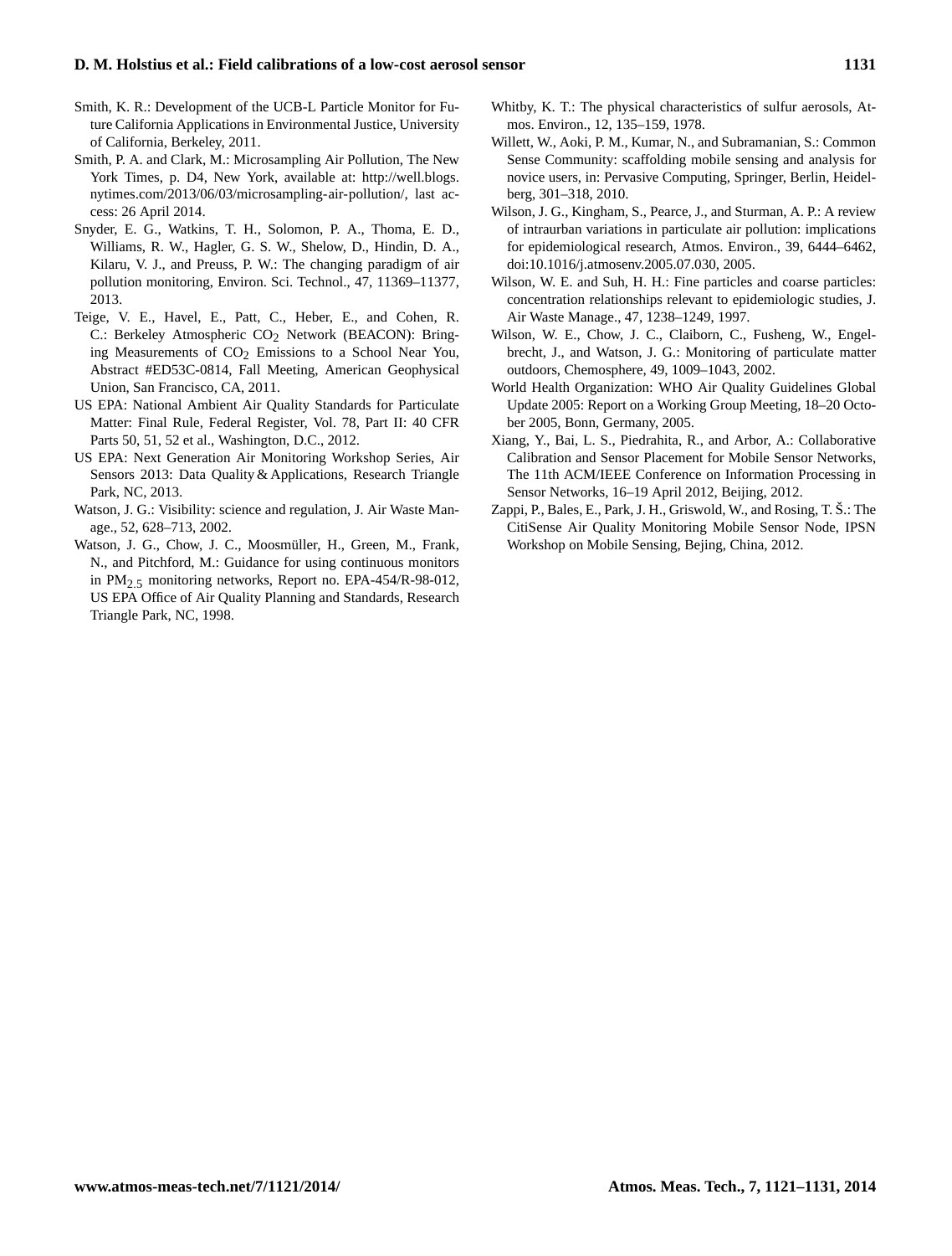Smith, K. R.: Development of the UCB-L Particle Monitor for Future California Applications in Environmental Justice, University of California, Berkeley, 2011.

Smith, P. A. and Clark, M.: Microsampling Air Pollution, The New York Times, p. D4, New York, available at: http://well.blogs.nytimes.com/2013/06/03/microsampling-air-pollution/, last access: 26 April 2014.

Snyder, E. G., Watkins, T. H., Solomon, P. A., Thoma, E. D., Williams, R. W., Hagler, G. S. W., Shelow, D., Hindin, D. A., Kilaru, V. J., and Preuss, P. W.: The changing paradigm of air pollution monitoring, Environ. Sci. Technol., 47, 11369–11377, 2013.

Teige, V. E., Havel, E., Patt, C., Heber, E., and Cohen, R. C.: Berkeley Atmospheric $CO_2$ Network (BEACON): Bringing Measurements of $CO_2$ Emissions to a School Near You, Abstract #ED53C-0814, Fall Meeting, American Geophysical Union, San Francisco, CA, 2011.

US EPA: National Ambient Air Quality Standards for Particulate Matter: Final Rule, Federal Register, Vol. 78, Part II: 40 CFR Parts 50, 51, 52 et al., Washington, D.C., 2012.

US EPA: Next Generation Air Monitoring Workshop Series, Air Sensors 2013: Data Quality & Applications, Research Triangle Park, NC, 2013.

Watson, J. G.: Visibility: science and regulation, J. Air Waste Manage., 52, 628–713, 2002.

Watson, J. G., Chow, J. C., Moosmüller, H., Green, M., Frank, N., and Pitchford, M.: Guidance for using continuous monitors in $PM_{2.5}$ monitoring networks, Report no. EPA-454/R-98-012, US EPA Office of Air Quality Planning and Standards, Research Triangle Park, NC, 1998.

Whitby, K. T.: The physical characteristics of sulfur aerosols, Atmos. Environ., 12, 135–159, 1978.

Willett, W., Aoki, P. M., Kumar, N., and Subramanian, S.: Common Sense Community: scaffolding mobile sensing and analysis for novice users, in: Pervasive Computing, Springer, Berlin, Heidelberg, 301–318, 2010.

Wilson, J. G., Kingham, S., Pearce, J., and Sturman, A. P.: A review of intraurban variations in particulate air pollution: implications for epidemiological research, Atmos. Environ., 39, 6444–6462, doi:10.1016/j.atmosenv.2005.07.030, 2005.

Wilson, W. E. and Suh, H. H.: Fine particles and coarse particles: concentration relationships relevant to epidemiologic studies, J. Air Waste Manage., 47, 1238–1249, 1997.

Wilson, W. E., Chow, J. C., Claiborn, C., Fusheng, W., Engelbrecht, J., and Watson, J. G.: Monitoring of particulate matter outdoors, Chemosphere, 49, 1009–1043, 2002.

World Health Organization: WHO Air Quality Guidelines Global Update 2005: Report on a Working Group Meeting, 18–20 October 2005, Bonn, Germany, 2005.

Xiang, Y., Bai, L. S., Piedrahita, R., and Arbor, A.: Collaborative Calibration and Sensor Placement for Mobile Sensor Networks, The 11th ACM/IEEE Conference on Information Processing in Sensor Networks, 16–19 April 2012, Beijing, 2012.

Zappi, P., Bales, E., Park, J. H., Griswold, W., and Rosing, T. Š.: The CitiSense Air Quality Monitoring Mobile Sensor Node, IPSN Workshop on Mobile Sensing, Bejing, China, 2012.